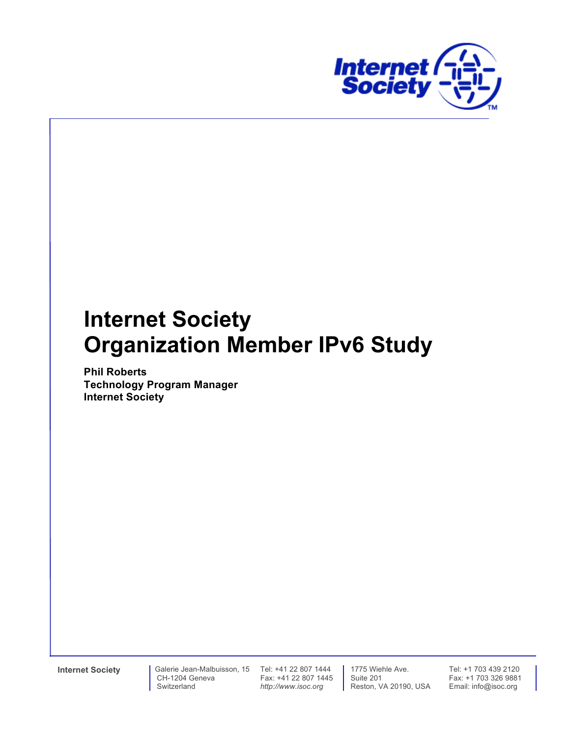# Internet Society Organization Member IPv6 Study

**Phil Roberts**
**Technology Program Manager**
**Internet Society**

**Internet Society** | Galerie Jean-Malbuisson, 15 CH-1204 Geneva Switzerland | Tel: +41 22 807 1444 Fax: +41 22 807 1445 *http://www.isoc.org* | 1775 Wiehle Ave. Suite 201 Reston, VA 20190, USA | Tel: +1 703 439 2120 Fax: +1 703 326 9881 Email: info@isoc.org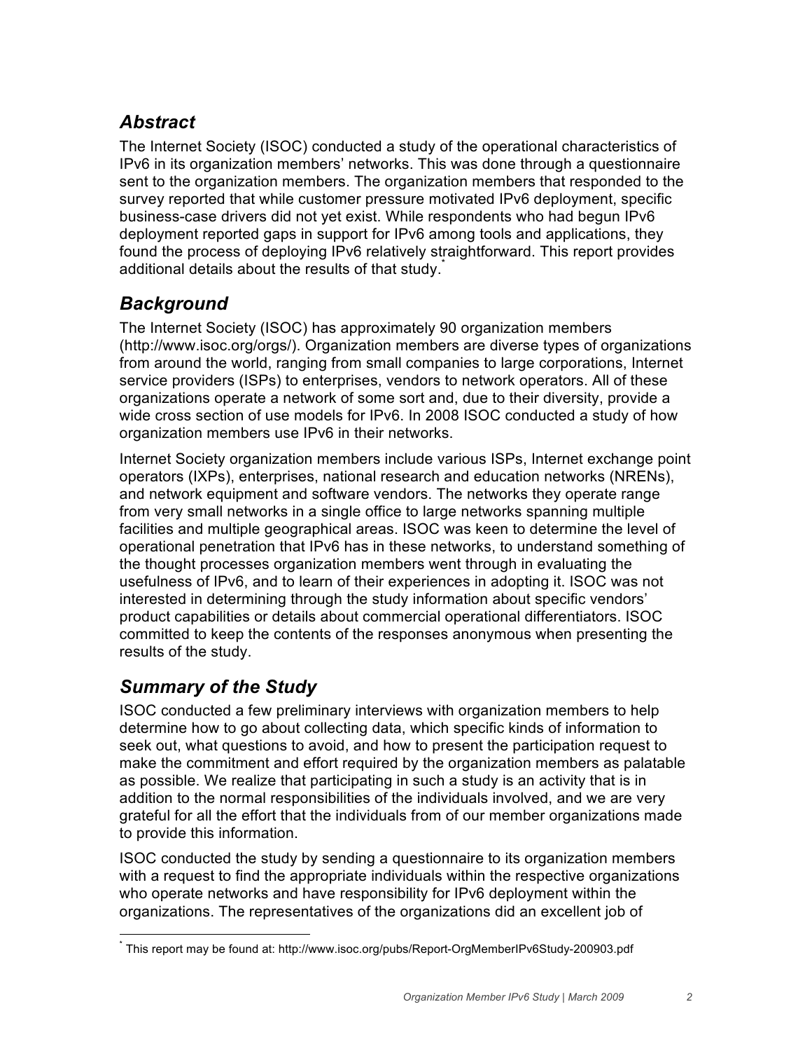## *Abstract*

The Internet Society (ISOC) conducted a study of the operational characteristics of IPv6 in its organization members' networks. This was done through a questionnaire sent to the organization members. The organization members that responded to the survey reported that while customer pressure motivated IPv6 deployment, specific business-case drivers did not yet exist. While respondents who had begun IPv6 deployment reported gaps in support for IPv6 among tools and applications, they found the process of deploying IPv6 relatively straightforward. This report provides additional details about the results of that study.[*]

## *Background*

The Internet Society (ISOC) has approximately 90 organization members (http://www.isoc.org/orgs/). Organization members are diverse types of organizations from around the world, ranging from small companies to large corporations, Internet service providers (ISPs) to enterprises, vendors to network operators. All of these organizations operate a network of some sort and, due to their diversity, provide a wide cross section of use models for IPv6. In 2008 ISOC conducted a study of how organization members use IPv6 in their networks.

Internet Society organization members include various ISPs, Internet exchange point operators (IXPs), enterprises, national research and education networks (NRENs), and network equipment and software vendors. The networks they operate range from very small networks in a single office to large networks spanning multiple facilities and multiple geographical areas. ISOC was keen to determine the level of operational penetration that IPv6 has in these networks, to understand something of the thought processes organization members went through in evaluating the usefulness of IPv6, and to learn of their experiences in adopting it. ISOC was not interested in determining through the study information about specific vendors' product capabilities or details about commercial operational differentiators. ISOC committed to keep the contents of the responses anonymous when presenting the results of the study.

## *Summary of the Study*

ISOC conducted a few preliminary interviews with organization members to help determine how to go about collecting data, which specific kinds of information to seek out, what questions to avoid, and how to present the participation request to make the commitment and effort required by the organization members as palatable as possible. We realize that participating in such a study is an activity that is in addition to the normal responsibilities of the individuals involved, and we are very grateful for all the effort that the individuals from of our member organizations made to provide this information.

ISOC conducted the study by sending a questionnaire to its organization members with a request to find the appropriate individuals within the respective organizations who operate networks and have responsibility for IPv6 deployment within the organizations. The representatives of the organizations did an excellent job of

---

[*] This report may be found at: http://www.isoc.org/pubs/Report-OrgMemberIPv6Study-200903.pdf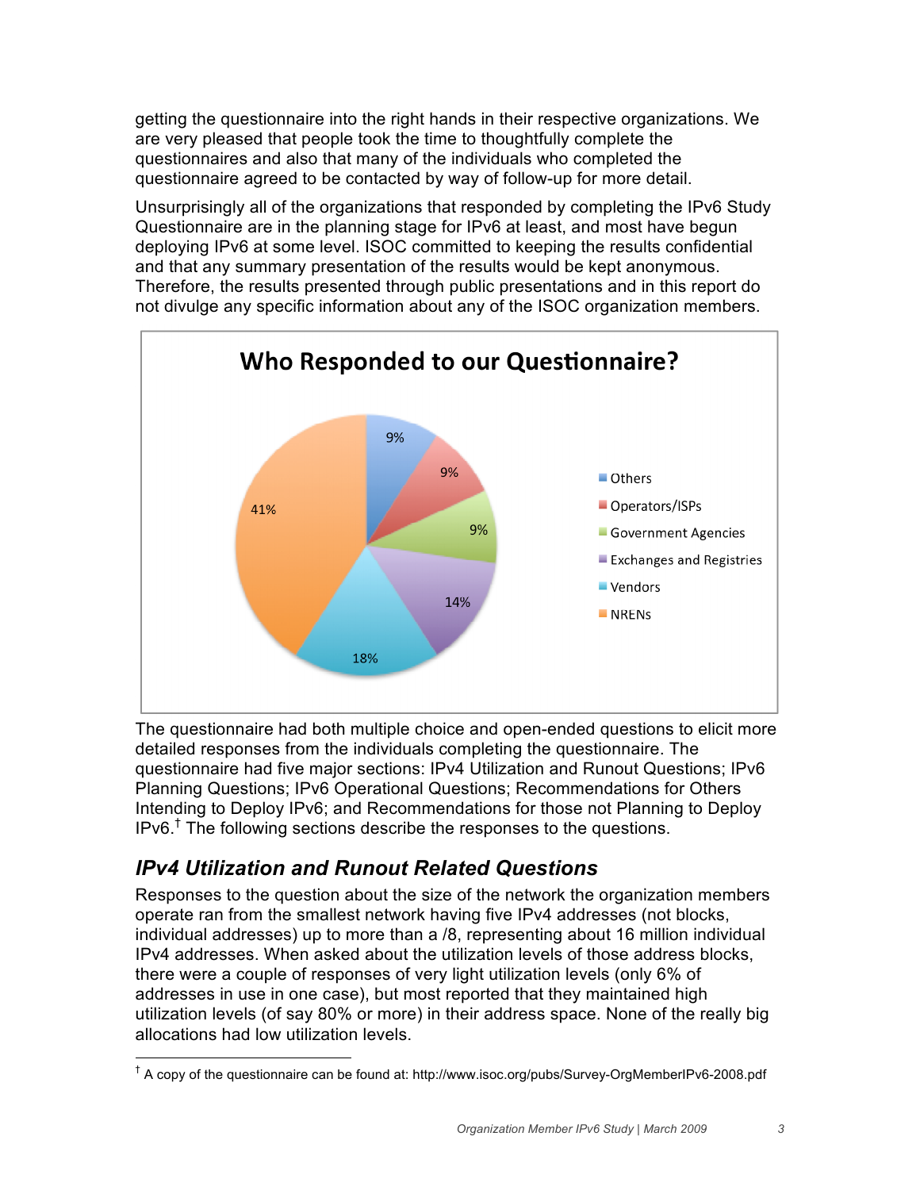getting the questionnaire into the right hands in their respective organizations. We are very pleased that people took the time to thoughtfully complete the questionnaires and also that many of the individuals who completed the questionnaire agreed to be contacted by way of follow-up for more detail.

Unsurprisingly all of the organizations that responded by completing the IPv6 Study Questionnaire are in the planning stage for IPv6 at least, and most have begun deploying IPv6 at some level. ISOC committed to keeping the results confidential and that any summary presentation of the results would be kept anonymous. Therefore, the results presented through public presentations and in this report do not divulge any specific information about any of the ISOC organization members.

**Who Responded to our Questionnaire?**

| Category | Percentage |
|---|---|
| Others | 9% |
| Operators/ISPs | 9% |
| Government Agencies | 9% |
| Exchanges and Registries | 14% |
| Vendors | 18% |
| NRENs | 41% |

The questionnaire had both multiple choice and open-ended questions to elicit more detailed responses from the individuals completing the questionnaire. The questionnaire had five major sections: IPv4 Utilization and Runout Questions; IPv6 Planning Questions; IPv6 Operational Questions; Recommendations for Others Intending to Deploy IPv6; and Recommendations for those not Planning to Deploy IPv6.[†] The following sections describe the responses to the questions.

## *IPv4 Utilization and Runout Related Questions*

Responses to the question about the size of the network the organization members operate ran from the smallest network having five IPv4 addresses (not blocks, individual addresses) up to more than a /8, representing about 16 million individual IPv4 addresses. When asked about the utilization levels of those address blocks, there were a couple of responses of very light utilization levels (only 6% of addresses in use in one case), but most reported that they maintained high utilization levels (of say 80% or more) in their address space. None of the really big allocations had low utilization levels.

---

[†] A copy of the questionnaire can be found at: http://www.isoc.org/pubs/Survey-OrgMemberIPv6-2008.pdf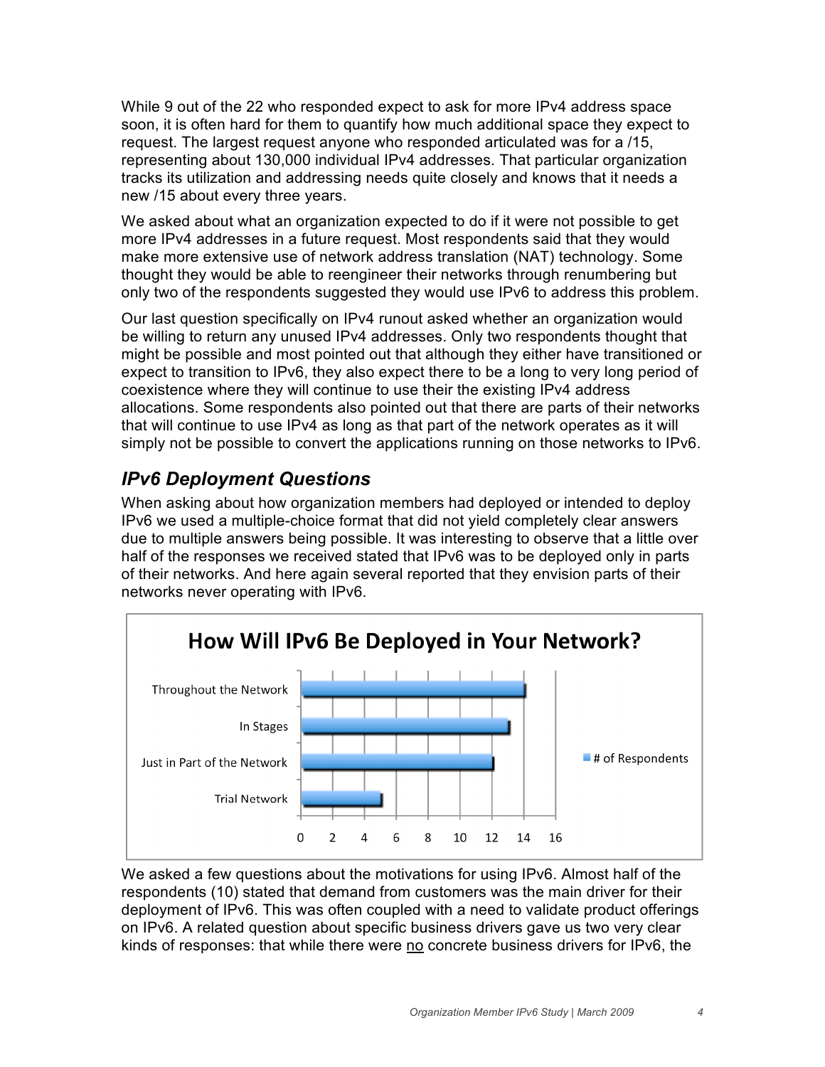While 9 out of the 22 who responded expect to ask for more IPv4 address space soon, it is often hard for them to quantify how much additional space they expect to request. The largest request anyone who responded articulated was for a /15, representing about 130,000 individual IPv4 addresses. That particular organization tracks its utilization and addressing needs quite closely and knows that it needs a new /15 about every three years.

We asked about what an organization expected to do if it were not possible to get more IPv4 addresses in a future request. Most respondents said that they would make more extensive use of network address translation (NAT) technology. Some thought they would be able to reengineer their networks through renumbering but only two of the respondents suggested they would use IPv6 to address this problem.

Our last question specifically on IPv4 runout asked whether an organization would be willing to return any unused IPv4 addresses. Only two respondents thought that might be possible and most pointed out that although they either have transitioned or expect to transition to IPv6, they also expect there to be a long to very long period of coexistence where they will continue to use their the existing IPv4 address allocations. Some respondents also pointed out that there are parts of their networks that will continue to use IPv4 as long as that part of the network operates as it will simply not be possible to convert the applications running on those networks to IPv6.

## *IPv6 Deployment Questions*

When asking about how organization members had deployed or intended to deploy IPv6 we used a multiple-choice format that did not yield completely clear answers due to multiple answers being possible. It was interesting to observe that a little over half of the responses we received stated that IPv6 was to be deployed only in parts of their networks. And here again several reported that they envision parts of their networks never operating with IPv6.

**How Will IPv6 Be Deployed in Your Network?**

| Deployment | # of Respondents |
| --- | --- |
| Throughout the Network | 14 |
| In Stages | 13 |
| Just in Part of the Network | 12 |
| Trial Network | 5 |

We asked a few questions about the motivations for using IPv6. Almost half of the respondents (10) stated that demand from customers was the main driver for their deployment of IPv6. This was often coupled with a need to validate product offerings on IPv6. A related question about specific business drivers gave us two very clear kinds of responses: that while there were no concrete business drivers for IPv6, the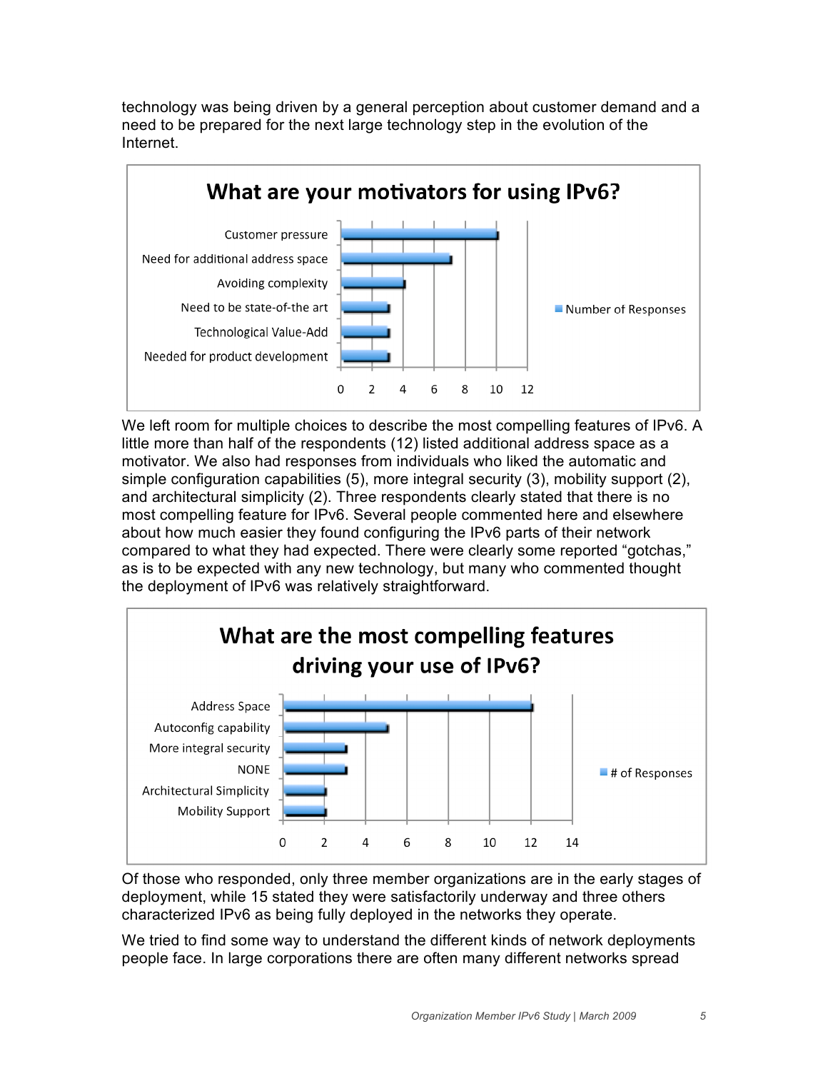technology was being driven by a general perception about customer demand and a need to be prepared for the next large technology step in the evolution of the Internet.

**What are your motivators for using IPv6?**

| Motivator | Number of Responses |
|---|---|
| Customer pressure | 10 |
| Need for additional address space | 7 |
| Avoiding complexity | 4 |
| Need to be state-of-the art | 3 |
| Technological Value-Add | 3 |
| Needed for product development | 3 |

We left room for multiple choices to describe the most compelling features of IPv6. A little more than half of the respondents (12) listed additional address space as a motivator. We also had responses from individuals who liked the automatic and simple configuration capabilities (5), more integral security (3), mobility support (2), and architectural simplicity (2). Three respondents clearly stated that there is no most compelling feature for IPv6. Several people commented here and elsewhere about how much easier they found configuring the IPv6 parts of their network compared to what they had expected. There were clearly some reported "gotchas," as is to be expected with any new technology, but many who commented thought the deployment of IPv6 was relatively straightforward.

**What are the most compelling features driving your use of IPv6?**

| Feature | # of Responses |
|---|---|
| Address Space | 12 |
| Autoconfig capability | 5 |
| More integral security | 3 |
| NONE | 3 |
| Architectural Simplicity | 2 |
| Mobility Support | 2 |

Of those who responded, only three member organizations are in the early stages of deployment, while 15 stated they were satisfactorily underway and three others characterized IPv6 as being fully deployed in the networks they operate.

We tried to find some way to understand the different kinds of network deployments people face. In large corporations there are often many different networks spread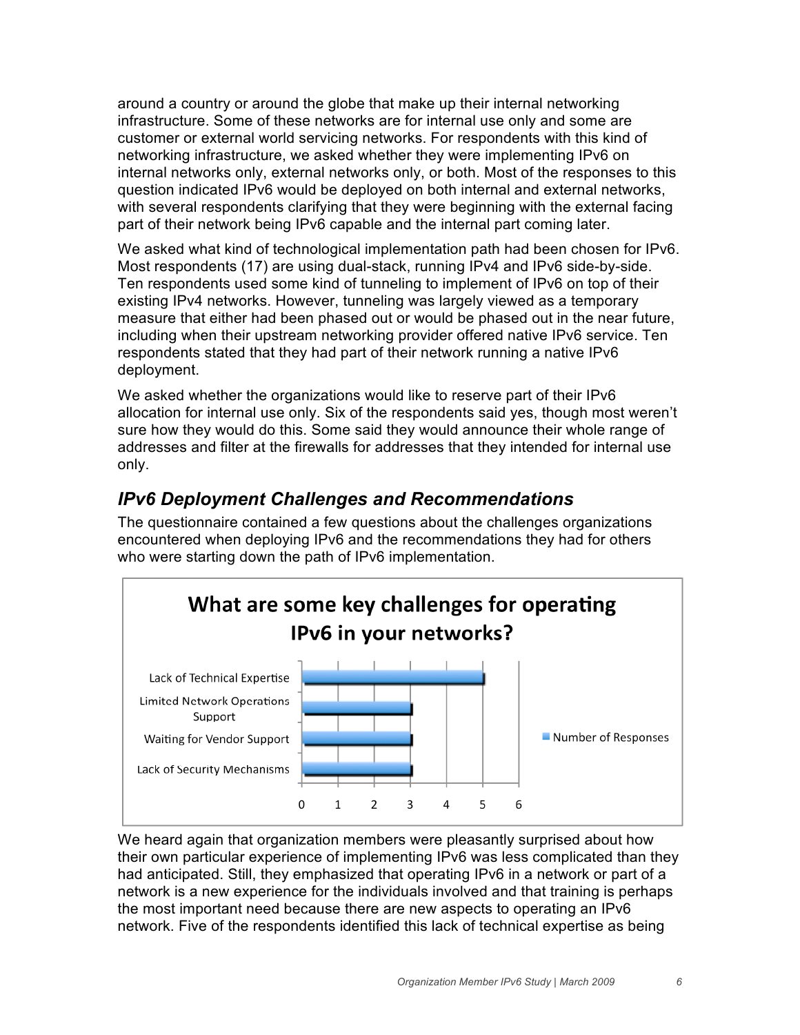around a country or around the globe that make up their internal networking infrastructure. Some of these networks are for internal use only and some are customer or external world servicing networks. For respondents with this kind of networking infrastructure, we asked whether they were implementing IPv6 on internal networks only, external networks only, or both. Most of the responses to this question indicated IPv6 would be deployed on both internal and external networks, with several respondents clarifying that they were beginning with the external facing part of their network being IPv6 capable and the internal part coming later.

We asked what kind of technological implementation path had been chosen for IPv6. Most respondents (17) are using dual-stack, running IPv4 and IPv6 side-by-side. Ten respondents used some kind of tunneling to implement of IPv6 on top of their existing IPv4 networks. However, tunneling was largely viewed as a temporary measure that either had been phased out or would be phased out in the near future, including when their upstream networking provider offered native IPv6 service. Ten respondents stated that they had part of their network running a native IPv6 deployment.

We asked whether the organizations would like to reserve part of their IPv6 allocation for internal use only. Six of the respondents said yes, though most weren't sure how they would do this. Some said they would announce their whole range of addresses and filter at the firewalls for addresses that they intended for internal use only.

## *IPv6 Deployment Challenges and Recommendations*

The questionnaire contained a few questions about the challenges organizations encountered when deploying IPv6 and the recommendations they had for others who were starting down the path of IPv6 implementation.

**What are some key challenges for operating IPv6 in your networks?**

| Challenge | Number of Responses |
|---|---|
| Lack of Technical Expertise | 5 |
| Limited Network Operations Support | 3 |
| Waiting for Vendor Support | 3 |
| Lack of Security Mechanisms | 3 |

We heard again that organization members were pleasantly surprised about how their own particular experience of implementing IPv6 was less complicated than they had anticipated. Still, they emphasized that operating IPv6 in a network or part of a network is a new experience for the individuals involved and that training is perhaps the most important need because there are new aspects to operating an IPv6 network. Five of the respondents identified this lack of technical expertise as being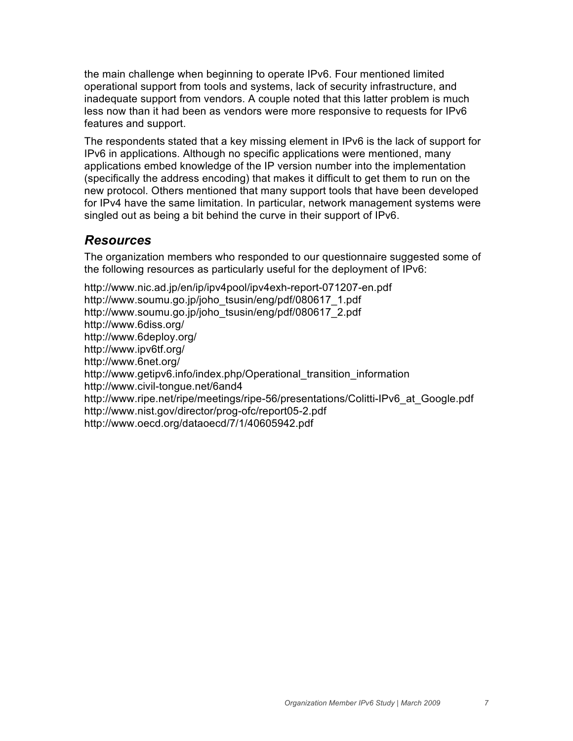the main challenge when beginning to operate IPv6. Four mentioned limited operational support from tools and systems, lack of security infrastructure, and inadequate support from vendors. A couple noted that this latter problem is much less now than it had been as vendors were more responsive to requests for IPv6 features and support.

The respondents stated that a key missing element in IPv6 is the lack of support for IPv6 in applications. Although no specific applications were mentioned, many applications embed knowledge of the IP version number into the implementation (specifically the address encoding) that makes it difficult to get them to run on the new protocol. Others mentioned that many support tools that have been developed for IPv4 have the same limitation. In particular, network management systems were singled out as being a bit behind the curve in their support of IPv6.

## *Resources*

The organization members who responded to our questionnaire suggested some of the following resources as particularly useful for the deployment of IPv6:

http://www.nic.ad.jp/en/ip/ipv4pool/ipv4exh-report-071207-en.pdf
http://www.soumu.go.jp/joho_tsusin/eng/pdf/080617_1.pdf
http://www.soumu.go.jp/joho_tsusin/eng/pdf/080617_2.pdf
http://www.6diss.org/
http://www.6deploy.org/
http://www.ipv6tf.org/
http://www.6net.org/
http://www.getipv6.info/index.php/Operational_transition_information
http://www.civil-tongue.net/6and4
http://www.ripe.net/ripe/meetings/ripe-56/presentations/Colitti-IPv6_at_Google.pdf
http://www.nist.gov/director/prog-ofc/report05-2.pdf
http://www.oecd.org/dataoecd/7/1/40605942.pdf